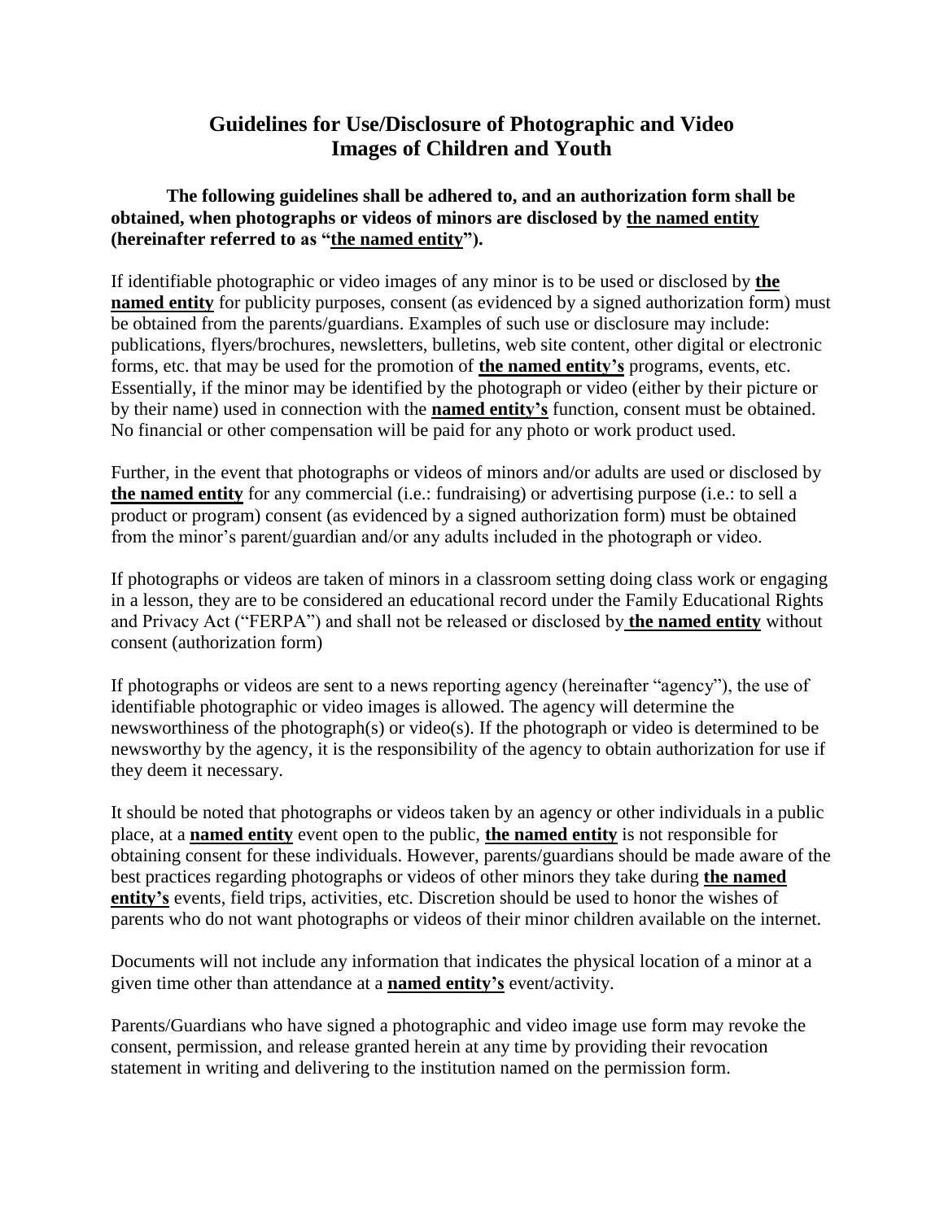# Guidelines for Use/Disclosure of Photographic and Video Images of Children and Youth

**The following guidelines shall be adhered to, and an authorization form shall be obtained, when photographs or videos of minors are disclosed by <u>the named entity</u> (hereinafter referred to as "<u>the named entity</u>").**

If identifiable photographic or video images of any minor is to be used or disclosed by **<u>the named entity</u>** for publicity purposes, consent (as evidenced by a signed authorization form) must be obtained from the parents/guardians. Examples of such use or disclosure may include: publications, flyers/brochures, newsletters, bulletins, web site content, other digital or electronic forms, etc. that may be used for the promotion of **<u>the named entity's</u>** programs, events, etc. Essentially, if the minor may be identified by the photograph or video (either by their picture or by their name) used in connection with the **<u>named entity's</u>** function, consent must be obtained. No financial or other compensation will be paid for any photo or work product used.

Further, in the event that photographs or videos of minors and/or adults are used or disclosed by **<u>the named entity</u>** for any commercial (i.e.: fundraising) or advertising purpose (i.e.: to sell a product or program) consent (as evidenced by a signed authorization form) must be obtained from the minor's parent/guardian and/or any adults included in the photograph or video.

If photographs or videos are taken of minors in a classroom setting doing class work or engaging in a lesson, they are to be considered an educational record under the Family Educational Rights and Privacy Act ("FERPA") and shall not be released or disclosed by **<u>the named entity</u>** without consent (authorization form)

If photographs or videos are sent to a news reporting agency (hereinafter "agency"), the use of identifiable photographic or video images is allowed. The agency will determine the newsworthiness of the photograph(s) or video(s). If the photograph or video is determined to be newsworthy by the agency, it is the responsibility of the agency to obtain authorization for use if they deem it necessary.

It should be noted that photographs or videos taken by an agency or other individuals in a public place, at a **<u>named entity</u>** event open to the public, **<u>the named entity</u>** is not responsible for obtaining consent for these individuals. However, parents/guardians should be made aware of the best practices regarding photographs or videos of other minors they take during **<u>the named entity's</u>** events, field trips, activities, etc. Discretion should be used to honor the wishes of parents who do not want photographs or videos of their minor children available on the internet.

Documents will not include any information that indicates the physical location of a minor at a given time other than attendance at a **<u>named entity's</u>** event/activity.

Parents/Guardians who have signed a photographic and video image use form may revoke the consent, permission, and release granted herein at any time by providing their revocation statement in writing and delivering to the institution named on the permission form.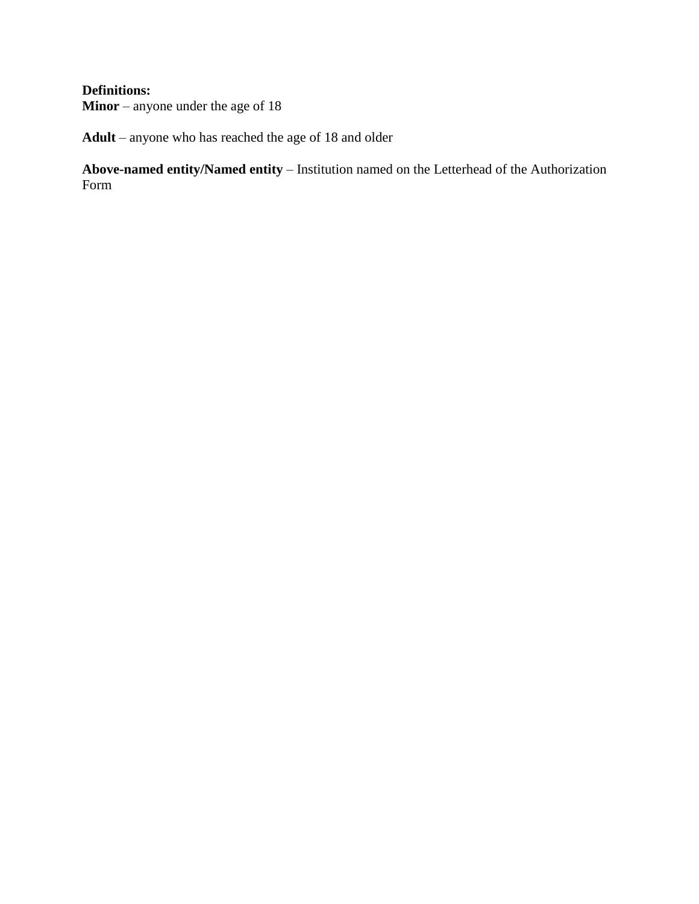**Definitions:**
**Minor** – anyone under the age of 18

**Adult** – anyone who has reached the age of 18 and older

**Above-named entity/Named entity** – Institution named on the Letterhead of the Authorization Form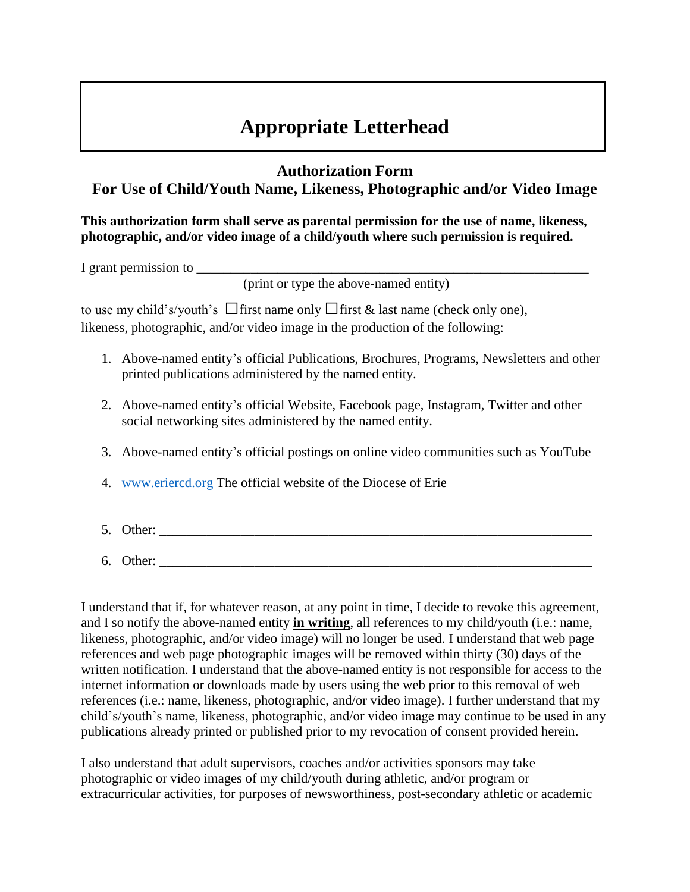# Appropriate Letterhead

## Authorization Form
## For Use of Child/Youth Name, Likeness, Photographic and/or Video Image

**This authorization form shall serve as parental permission for the use of name, likeness, photographic, and/or video image of a child/youth where such permission is required.**

I grant permission to ____________________________________________________________
(print or type the above-named entity)

to use my child's/youth's ☐ first name only ☐ first & last name (check only one), likeness, photographic, and/or video image in the production of the following:

1. Above-named entity's official Publications, Brochures, Programs, Newsletters and other printed publications administered by the named entity.
2. Above-named entity's official Website, Facebook page, Instagram, Twitter and other social networking sites administered by the named entity.
3. Above-named entity's official postings on online video communities such as YouTube
4. www.eriercd.org The official website of the Diocese of Erie
5. Other: ______________________________________________________________
6. Other: ______________________________________________________________

I understand that if, for whatever reason, at any point in time, I decide to revoke this agreement, and I so notify the above-named entity **<u>in writing</u>**, all references to my child/youth (i.e.: name, likeness, photographic, and/or video image) will no longer be used. I understand that web page references and web page photographic images will be removed within thirty (30) days of the written notification. I understand that the above-named entity is not responsible for access to the internet information or downloads made by users using the web prior to this removal of web references (i.e.: name, likeness, photographic, and/or video image). I further understand that my child's/youth's name, likeness, photographic, and/or video image may continue to be used in any publications already printed or published prior to my revocation of consent provided herein.

I also understand that adult supervisors, coaches and/or activities sponsors may take photographic or video images of my child/youth during athletic, and/or program or extracurricular activities, for purposes of newsworthiness, post-secondary athletic or academic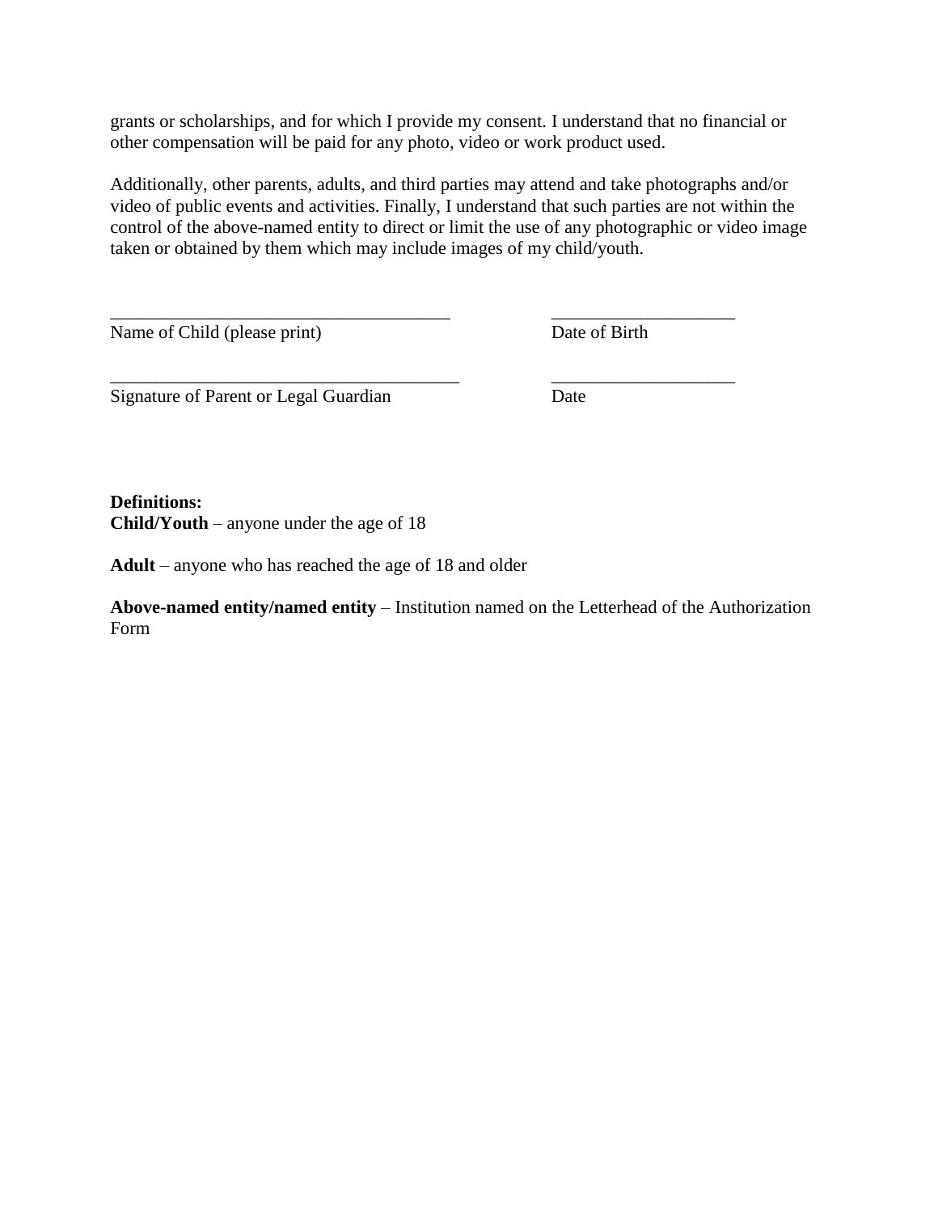grants or scholarships, and for which I provide my consent. I understand that no financial or other compensation will be paid for any photo, video or work product used.

Additionally, other parents, adults, and third parties may attend and take photographs and/or video of public events and activities. Finally, I understand that such parties are not within the control of the above-named entity to direct or limit the use of any photographic or video image taken or obtained by them which may include images of my child/youth.

______________________________________ ____________________
Name of Child (please print) Date of Birth

_______________________________________ ____________________
Signature of Parent or Legal Guardian Date

**Definitions:**
**Child/Youth** – anyone under the age of 18

**Adult** – anyone who has reached the age of 18 and older

**Above-named entity/named entity** – Institution named on the Letterhead of the Authorization Form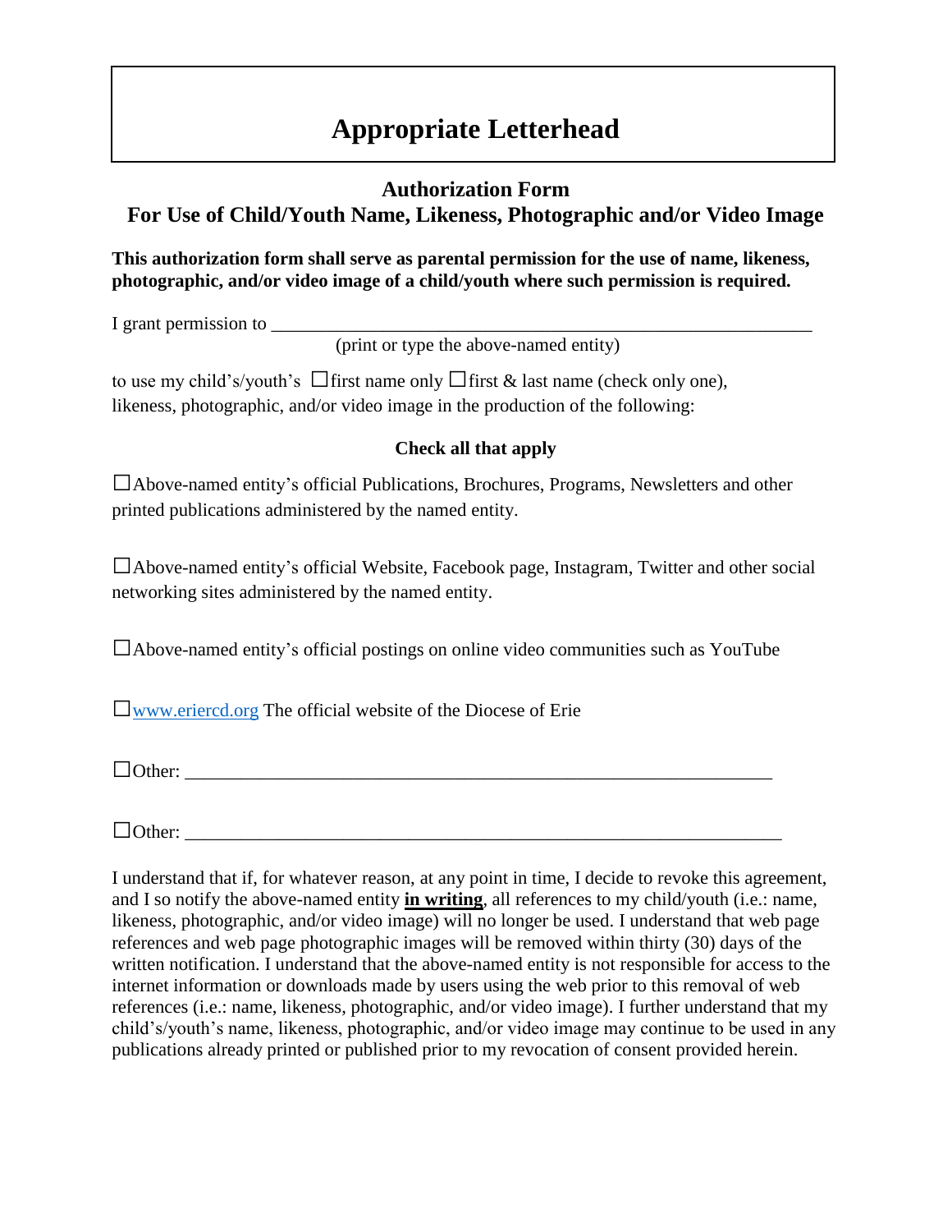# Appropriate Letterhead

## Authorization Form
## For Use of Child/Youth Name, Likeness, Photographic and/or Video Image

**This authorization form shall serve as parental permission for the use of name, likeness, photographic, and/or video image of a child/youth where such permission is required.**

I grant permission to ____________________________________________________________
(print or type the above-named entity)

to use my child's/youth's ☐first name only ☐first & last name (check only one), likeness, photographic, and/or video image in the production of the following:

**Check all that apply**

☐Above-named entity's official Publications, Brochures, Programs, Newsletters and other printed publications administered by the named entity.

☐Above-named entity's official Website, Facebook page, Instagram, Twitter and other social networking sites administered by the named entity.

☐Above-named entity's official postings on online video communities such as YouTube

☐www.eriercd.org The official website of the Diocese of Erie

☐Other: _________________________________________________________________

☐Other: _________________________________________________________________

I understand that if, for whatever reason, at any point in time, I decide to revoke this agreement, and I so notify the above-named entity **in writing**, all references to my child/youth (i.e.: name, likeness, photographic, and/or video image) will no longer be used. I understand that web page references and web page photographic images will be removed within thirty (30) days of the written notification. I understand that the above-named entity is not responsible for access to the internet information or downloads made by users using the web prior to this removal of web references (i.e.: name, likeness, photographic, and/or video image). I further understand that my child's/youth's name, likeness, photographic, and/or video image may continue to be used in any publications already printed or published prior to my revocation of consent provided herein.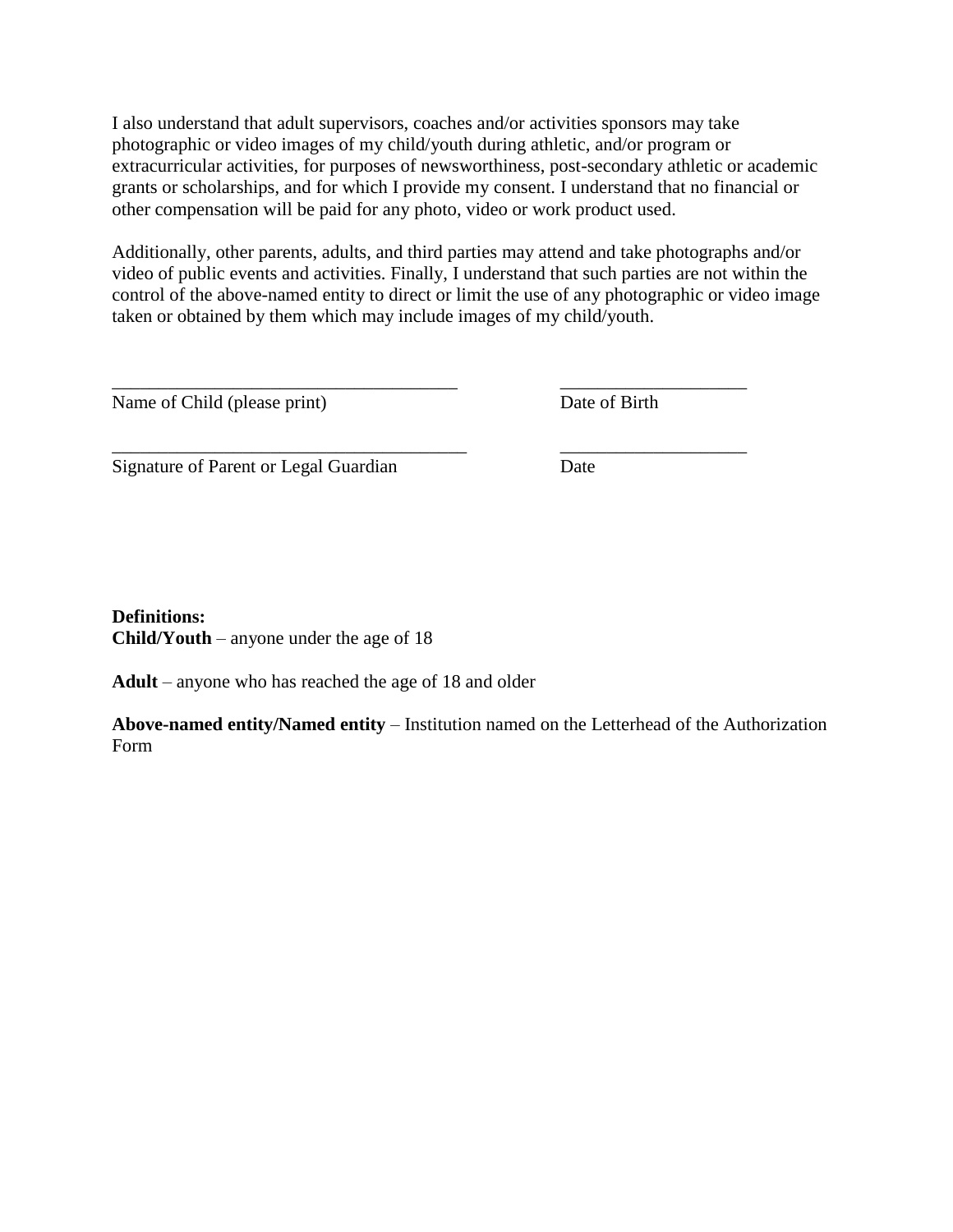I also understand that adult supervisors, coaches and/or activities sponsors may take photographic or video images of my child/youth during athletic, and/or program or extracurricular activities, for purposes of newsworthiness, post-secondary athletic or academic grants or scholarships, and for which I provide my consent. I understand that no financial or other compensation will be paid for any photo, video or work product used.

Additionally, other parents, adults, and third parties may attend and take photographs and/or video of public events and activities. Finally, I understand that such parties are not within the control of the above-named entity to direct or limit the use of any photographic or video image taken or obtained by them which may include images of my child/youth.

_____________________________________ ____________________
Name of Child (please print) Date of Birth

______________________________________ ____________________
Signature of Parent or Legal Guardian Date

**Definitions:**
**Child/Youth** – anyone under the age of 18

**Adult** – anyone who has reached the age of 18 and older

**Above-named entity/Named entity** – Institution named on the Letterhead of the Authorization Form